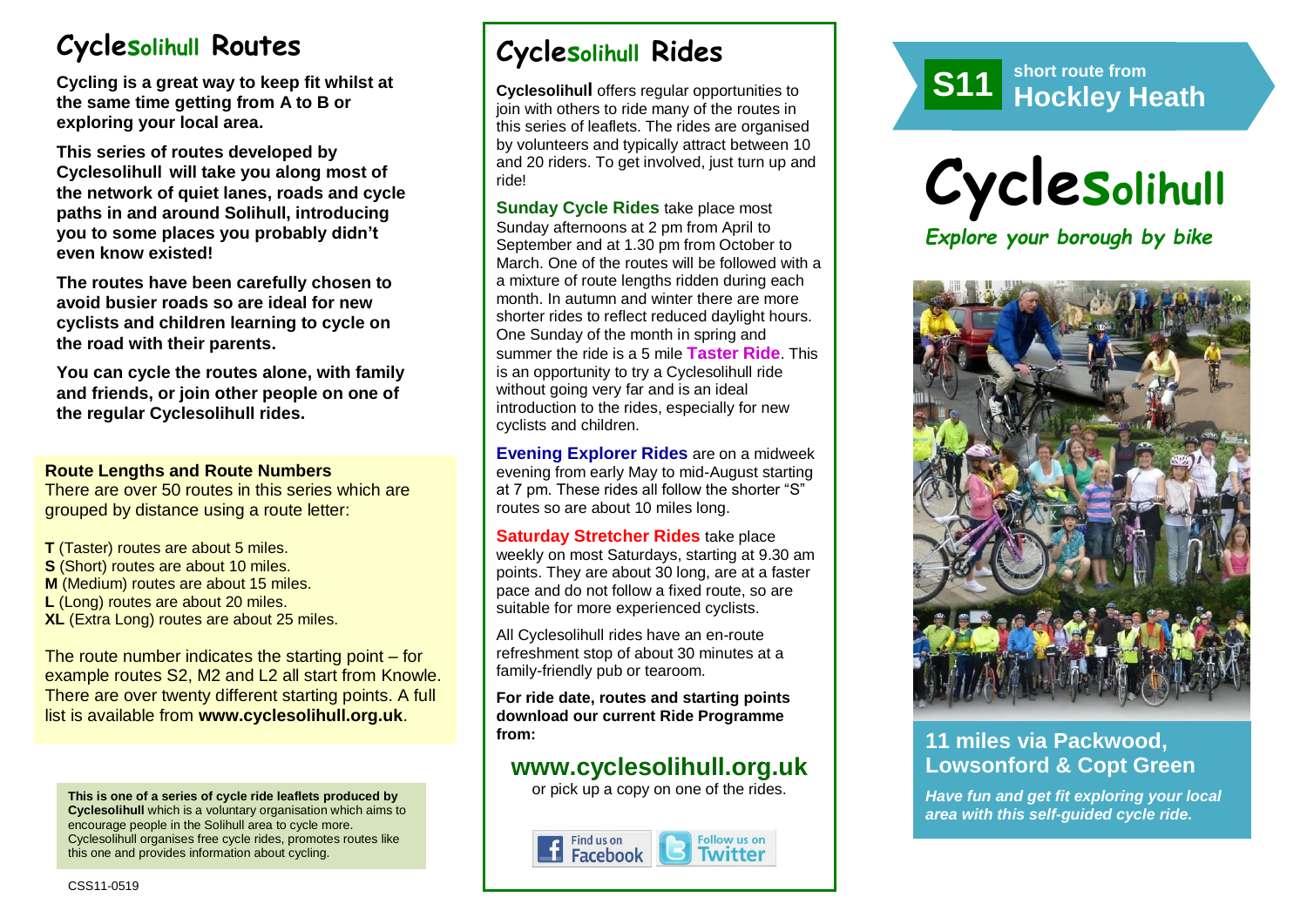# Cyclesolihull Routes

**Cycling is a great way to keep fit whilst at the same time getting from A to B or exploring your local area.**

**This series of routes developed by Cyclesolihull will take you along most of the network of quiet lanes, roads and cycle paths in and around Solihull, introducing you to some places you probably didn't even know existed!**

**The routes have been carefully chosen to avoid busier roads so are ideal for new cyclists and children learning to cycle on the road with their parents.**

**You can cycle the routes alone, with family and friends, or join other people on one of the regular Cyclesolihull rides.**

**Route Lengths and Route Numbers**

There are over 50 routes in this series which are grouped by distance using a route letter:

**T** (Taster) routes are about 5 miles.
**S** (Short) routes are about 10 miles.
**M** (Medium) routes are about 15 miles.
**L** (Long) routes are about 20 miles.
**XL** (Extra Long) routes are about 25 miles.

The route number indicates the starting point – for example routes S2, M2 and L2 all start from Knowle. There are over twenty different starting points. A full list is available from **www.cyclesolihull.org.uk**.

**This is one of a series of cycle ride leaflets produced by Cyclesolihull** which is a voluntary organisation which aims to encourage people in the Solihull area to cycle more. Cyclesolihull organises free cycle rides, promotes routes like this one and provides information about cycling.

CSS11-0519

# Cyclesolihull Rides

**Cyclesolihull** offers regular opportunities to join with others to ride many of the routes in this series of leaflets. The rides are organised by volunteers and typically attract between 10 and 20 riders. To get involved, just turn up and ride!

**Sunday Cycle Rides** take place most Sunday afternoons at 2 pm from April to September and at 1.30 pm from October to March. One of the routes will be followed with a a mixture of route lengths ridden during each month. In autumn and winter there are more shorter rides to reflect reduced daylight hours. One Sunday of the month in spring and summer the ride is a 5 mile **Taster Ride**. This is an opportunity to try a Cyclesolihull ride without going very far and is an ideal introduction to the rides, especially for new cyclists and children.

**Evening Explorer Rides** are on a midweek evening from early May to mid-August starting at 7 pm. These rides all follow the shorter "S" routes so are about 10 miles long.

**Saturday Stretcher Rides** take place weekly on most Saturdays, starting at 9.30 am points. They are about 30 long, are at a faster pace and do not follow a fixed route, so are suitable for more experienced cyclists.

All Cyclesolihull rides have an en-route refreshment stop of about 30 minutes at a family-friendly pub or tearoom.

**For ride date, routes and starting points download our current Ride Programme from:**

## www.cyclesolihull.org.uk

or pick up a copy on one of the rides.

Find us on Facebook | Follow us on Twitter

**S11** short route from **Hockley Heath**

# Cyclesolihull

*Explore your borough by bike*

## 11 miles via Packwood, Lowsonford & Copt Green

***Have fun and get fit exploring your local area with this self-guided cycle ride.***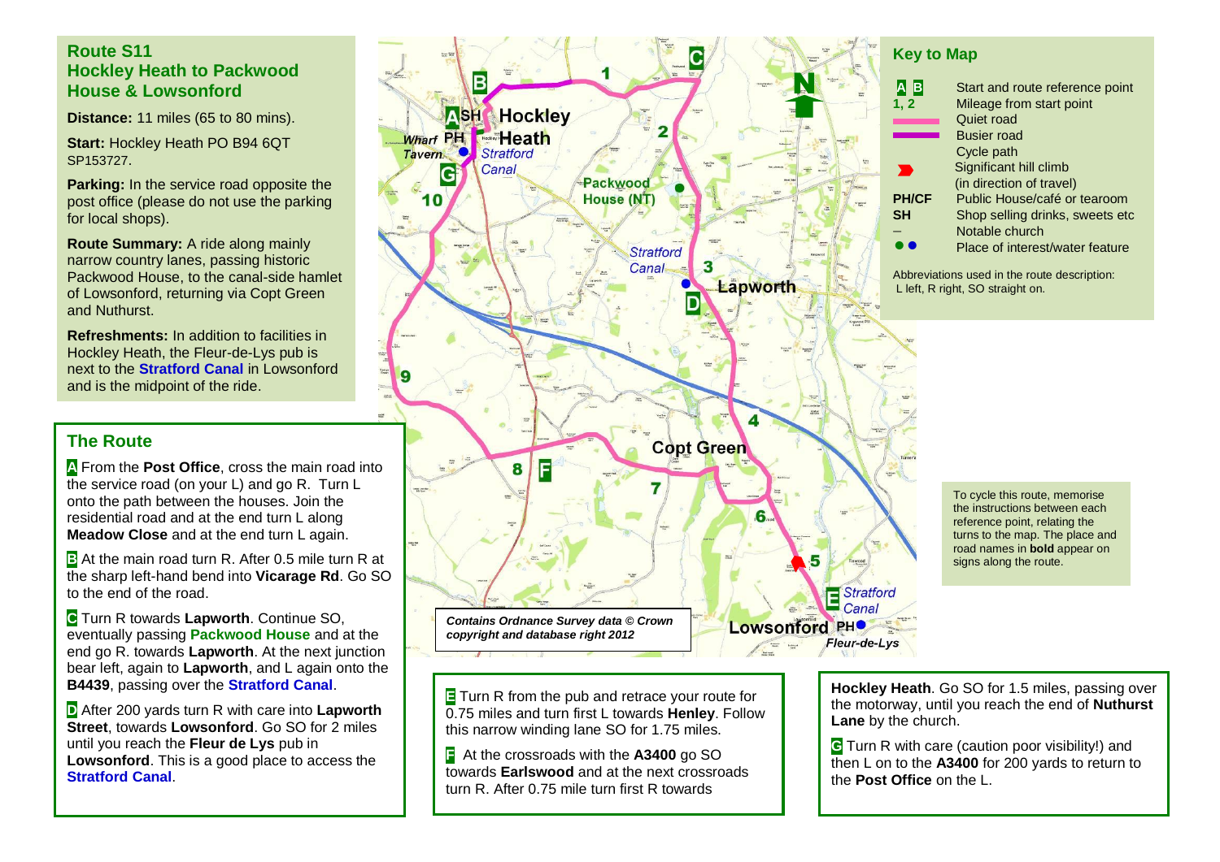## Route S11
## Hockley Heath to Packwood House & Lowsonford

**Distance:** 11 miles (65 to 80 mins).

**Start:** Hockley Heath PO B94 6QT SP153727.

**Parking:** In the service road opposite the post office (please do not use the parking for local shops).

**Route Summary:** A ride along mainly narrow country lanes, passing historic Packwood House, to the canal-side hamlet of Lowsonford, returning via Copt Green and Nuthurst.

**Refreshments:** In addition to facilities in Hockley Heath, the Fleur-de-Lys pub is next to the **Stratford Canal** in Lowsonford and is the midpoint of the ride.

B
1
C
A SH Hockley
Wharf PH Heath
Tavern Stratford Canal
2
G
10
Packwood House (NT)
Stratford Canal
3
Lapworth
D
9
4
Copt Green
8 F
7
6
5
E Stratford Canal
Lowsonford PH
Fleur-de-Lys
N

*Contains Ordnance Survey data © Crown copyright and database right 2012*

### Key to Map

- **A B** Start and route reference point
- **1, 2** Mileage from start point
- Quiet road
- Busier road
- Cycle path
- Significant hill climb (in direction of travel)
- **PH/CF** Public House/café or tearoom
- **SH** Shop selling drinks, sweets etc
- Notable church
- Place of interest/water feature

Abbreviations used in the route description: L left, R right, SO straight on.

To cycle this route, memorise the instructions between each reference point, relating the turns to the map. The place and road names in **bold** appear on signs along the route.

## The Route

**A** From the **Post Office**, cross the main road into the service road (on your L) and go R. Turn L onto the path between the houses. Join the residential road and at the end turn L along **Meadow Close** and at the end turn L again.

**B** At the main road turn R. After 0.5 mile turn R at the sharp left-hand bend into **Vicarage Rd**. Go SO to the end of the road.

**C** Turn R towards **Lapworth**. Continue SO, eventually passing **Packwood House** and at the end go R. towards **Lapworth**. At the next junction bear left, again to **Lapworth**, and L again onto the **B4439**, passing over the **Stratford Canal**.

**D** After 200 yards turn R with care into **Lapworth Street**, towards **Lowsonford**. Go SO for 2 miles until you reach the **Fleur de Lys** pub in **Lowsonford**. This is a good place to access the **Stratford Canal**.

**E** Turn R from the pub and retrace your route for 0.75 miles and turn first L towards **Henley**. Follow this narrow winding lane SO for 1.75 miles.

**F** At the crossroads with the **A3400** go SO towards **Earlswood** and at the next crossroads turn R. After 0.75 mile turn first R towards **Hockley Heath**. Go SO for 1.5 miles, passing over the motorway, until you reach the end of **Nuthurst Lane** by the church.

**G** Turn R with care (caution poor visibility!) and then L on to the **A3400** for 200 yards to return to the **Post Office** on the L.